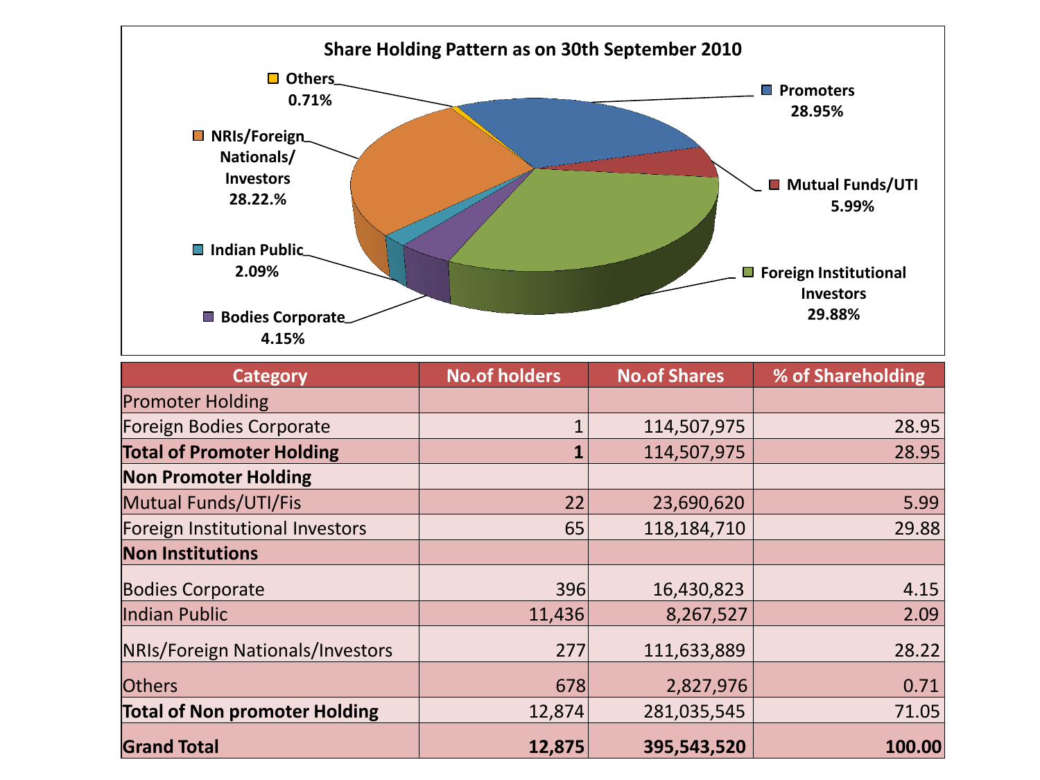## Share Holding Pattern as on 30th September 2010

- Promoters 28.95%
- Mutual Funds/UTI 5.99%
- Foreign Institutional Investors 29.88%
- Bodies Corporate 4.15%
- Indian Public 2.09%
- NRIs/Foreign Nationals/ Investors 28.22.%
- Others 0.71%

| Category | No.of holders | No.of Shares | % of Shareholding |
|---|---|---|---|
| Promoter Holding | | | |
| Foreign Bodies Corporate | 1 | 114,507,975 | 28.95 |
| **Total of Promoter Holding** | **1** | 114,507,975 | 28.95 |
| **Non Promoter Holding** | | | |
| Mutual Funds/UTI/Fis | 22 | 23,690,620 | 5.99 |
| Foreign Institutional Investors | 65 | 118,184,710 | 29.88 |
| **Non Institutions** | | | |
| Bodies Corporate | 396 | 16,430,823 | 4.15 |
| Indian Public | 11,436 | 8,267,527 | 2.09 |
| NRIs/Foreign Nationals/Investors | 277 | 111,633,889 | 28.22 |
| Others | 678 | 2,827,976 | 0.71 |
| **Total of Non promoter Holding** | 12,874 | 281,035,545 | 71.05 |
| **Grand Total** | **12,875** | **395,543,520** | **100.00** |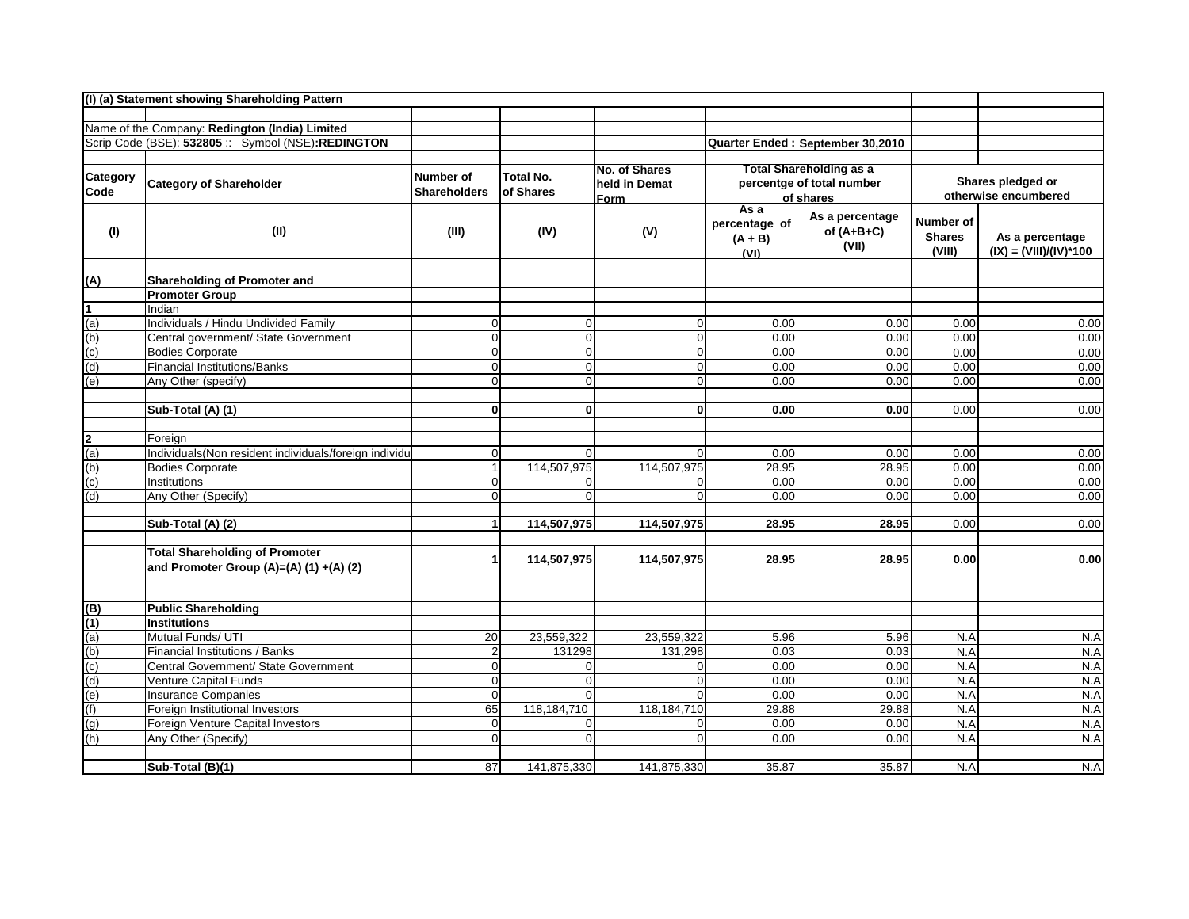**(I) (a) Statement showing Shareholding Pattern**

Name of the Company: **Redington (India) Limited**

Scrip Code (BSE): **532805** :: Symbol (NSE)**:REDINGTON**

Quarter Ended : **September 30,2010**

| Category Code | Category of Shareholder | Number of Shareholders | Total No. of Shares | No. of Shares held in Demat Form | Total Shareholding as a percentge of total number of shares | | Shares pledged or otherwise encumbered | |
|---|---|---|---|---|---|---|---|---|
| | | | | | As a percentage of (A + B) | As a percentage of (A+B+C) | Number of Shares | As a percentage |
| (I) | (II) | (III) | (IV) | (V) | (VI) | (VII) | (VIII) | (IX) = (VIII)/(IV)*100 |
| **(A)** | **Shareholding of Promoter and Promoter Group** | | | | | | | |
| **1** | Indian | | | | | | | |
| (a) | Individuals / Hindu Undivided Family | 0 | 0 | 0 | 0.00 | 0.00 | 0.00 | 0.00 |
| (b) | Central government/ State Government | 0 | 0 | 0 | 0.00 | 0.00 | 0.00 | 0.00 |
| (c) | Bodies Corporate | 0 | 0 | 0 | 0.00 | 0.00 | 0.00 | 0.00 |
| (d) | Financial Institutions/Banks | 0 | 0 | 0 | 0.00 | 0.00 | 0.00 | 0.00 |
| (e) | Any Other (specify) | 0 | 0 | 0 | 0.00 | 0.00 | 0.00 | 0.00 |
| | **Sub-Total (A) (1)** | **0** | **0** | **0** | **0.00** | **0.00** | 0.00 | 0.00 |
| **2** | Foreign | | | | | | | |
| (a) | Individuals(Non resident individuals/foreign individu | 0 | 0 | 0 | 0.00 | 0.00 | 0.00 | 0.00 |
| (b) | Bodies Corporate | 1 | 114,507,975 | 114,507,975 | 28.95 | 28.95 | 0.00 | 0.00 |
| (c) | Institutions | 0 | 0 | 0 | 0.00 | 0.00 | 0.00 | 0.00 |
| (d) | Any Other (Specify) | 0 | 0 | 0 | 0.00 | 0.00 | 0.00 | 0.00 |
| | **Sub-Total (A) (2)** | **1** | **114,507,975** | **114,507,975** | **28.95** | **28.95** | 0.00 | 0.00 |
| | **Total Shareholding of Promoter and Promoter Group (A)=(A) (1) +(A) (2)** | **1** | **114,507,975** | **114,507,975** | **28.95** | **28.95** | **0.00** | **0.00** |
| **(B)** | **Public Shareholding** | | | | | | | |
| **(1)** | **Institutions** | | | | | | | |
| (a) | Mutual Funds/ UTI | 20 | 23,559,322 | 23,559,322 | 5.96 | 5.96 | N.A | N.A |
| (b) | Financial Institutions / Banks | 2 | 131298 | 131,298 | 0.03 | 0.03 | N.A | N.A |
| (c) | Central Government/ State Government | 0 | 0 | 0 | 0.00 | 0.00 | N.A | N.A |
| (d) | Venture Capital Funds | 0 | 0 | 0 | 0.00 | 0.00 | N.A | N.A |
| (e) | Insurance Companies | 0 | 0 | 0 | 0.00 | 0.00 | N.A | N.A |
| (f) | Foreign Institutional Investors | 65 | 118,184,710 | 118,184,710 | 29.88 | 29.88 | N.A | N.A |
| (g) | Foreign Venture Capital Investors | 0 | 0 | 0 | 0.00 | 0.00 | N.A | N.A |
| (h) | Any Other (Specify) | 0 | 0 | 0 | 0.00 | 0.00 | N.A | N.A |
| | **Sub-Total (B)(1)** | 87 | 141,875,330 | 141,875,330 | 35.87 | 35.87 | N.A | N.A |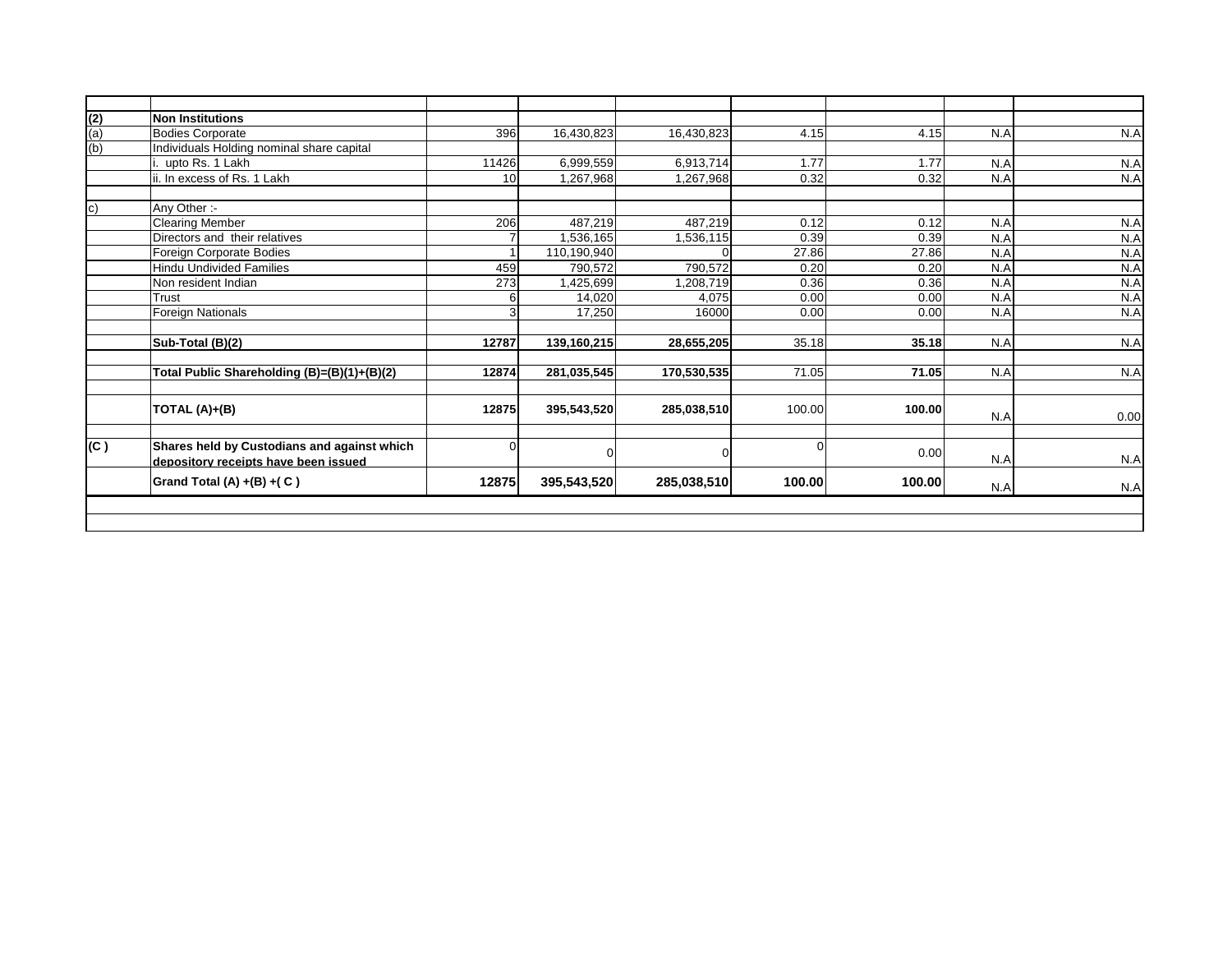| | | | | | | | | |
|---|---|---|---|---|---|---|---|---|
| **(2)** | **Non Institutions** | | | | | | | |
| (a) | Bodies Corporate | 396 | 16,430,823 | 16,430,823 | 4.15 | 4.15 | N.A | N.A |
| (b) | Individuals Holding nominal share capital | | | | | | | |
| | i. upto Rs. 1 Lakh | 11426 | 6,999,559 | 6,913,714 | 1.77 | 1.77 | N.A | N.A |
| | ii. In excess of Rs. 1 Lakh | 10 | 1,267,968 | 1,267,968 | 0.32 | 0.32 | N.A | N.A |
| | | | | | | | | |
| c) | Any Other :- | | | | | | | |
| | Clearing Member | 206 | 487,219 | 487,219 | 0.12 | 0.12 | N.A | N.A |
| | Directors and their relatives | 7 | 1,536,165 | 1,536,115 | 0.39 | 0.39 | N.A | N.A |
| | Foreign Corporate Bodies | 1 | 110,190,940 | 0 | 27.86 | 27.86 | N.A | N.A |
| | Hindu Undivided Families | 459 | 790,572 | 790,572 | 0.20 | 0.20 | N.A | N.A |
| | Non resident Indian | 273 | 1,425,699 | 1,208,719 | 0.36 | 0.36 | N.A | N.A |
| | Trust | 6 | 14,020 | 4,075 | 0.00 | 0.00 | N.A | N.A |
| | Foreign Nationals | 3 | 17,250 | 16000 | 0.00 | 0.00 | N.A | N.A |
| | | | | | | | | |
| | **Sub-Total (B)(2)** | **12787** | **139,160,215** | **28,655,205** | 35.18 | **35.18** | N.A | N.A |
| | | | | | | | | |
| | **Total Public Shareholding (B)=(B)(1)+(B)(2)** | **12874** | **281,035,545** | **170,530,535** | 71.05 | **71.05** | N.A | N.A |
| | | | | | | | | |
| | **TOTAL (A)+(B)** | **12875** | **395,543,520** | **285,038,510** | 100.00 | **100.00** | N.A | 0.00 |
| | | | | | | | | |
| **(C )** | **Shares held by Custodians and against which depository receipts have been issued** | 0 | 0 | 0 | 0 | 0.00 | N.A | N.A |
| | **Grand Total (A) +(B) +( C )** | **12875** | **395,543,520** | **285,038,510** | **100.00** | **100.00** | N.A | N.A |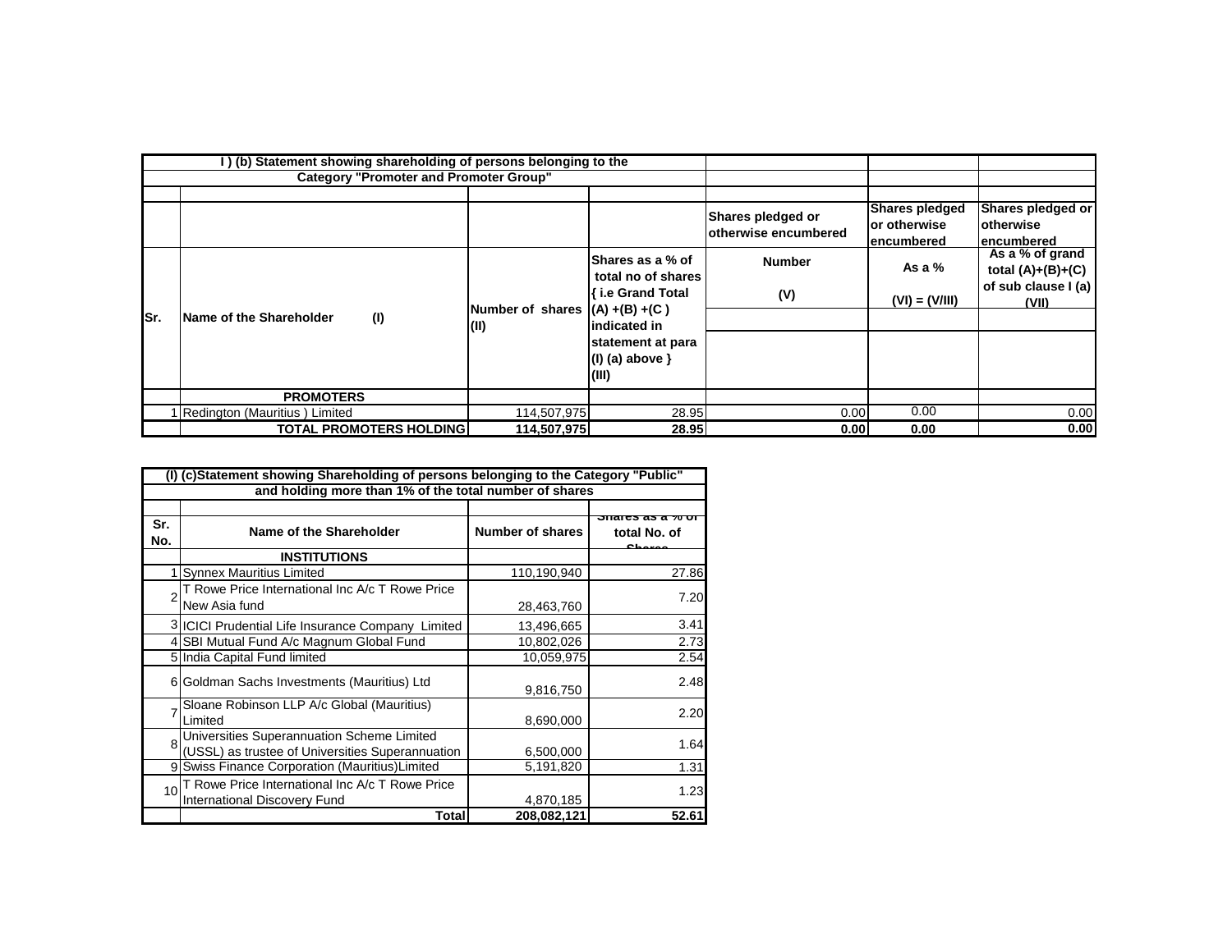**I ) (b) Statement showing shareholding of persons belonging to the Category "Promoter and Promoter Group"**

| Sr. | Name of the Shareholder (I) | Number of shares (II) | Shares as a % of total no of shares { i.e Grand Total (A) +(B) +(C ) indicated in statement at para (I) (a) above } (III) | Shares pledged or otherwise encumbered Number (V) | Shares pledged or otherwise encumbered As a % (VI) = (V/III) | Shares pledged or otherwise encumbered As a % of grand total (A)+(B)+(C) of sub clause I (a) (VII) |
|---|---|---|---|---|---|---|
| | **PROMOTERS** | | | | | |
| 1 | Redington (Mauritius ) Limited | 114,507,975 | 28.95 | 0.00 | 0.00 | 0.00 |
| | **TOTAL PROMOTERS HOLDING** | **114,507,975** | **28.95** | **0.00** | **0.00** | **0.00** |

**(I) (c)Statement showing Shareholding of persons belonging to the Category "Public" and holding more than 1% of the total number of shares**

| Sr. No. | Name of the Shareholder | Number of shares | Shares as a % of total No. of Shares |
|---|---|---|---|
| | **INSTITUTIONS** | | |
| 1 | Synnex Mauritius Limited | 110,190,940 | 27.86 |
| 2 | T Rowe Price International Inc A/c T Rowe Price New Asia fund | 28,463,760 | 7.20 |
| 3 | ICICI Prudential Life Insurance Company Limited | 13,496,665 | 3.41 |
| 4 | SBI Mutual Fund A/c Magnum Global Fund | 10,802,026 | 2.73 |
| 5 | India Capital Fund limited | 10,059,975 | 2.54 |
| 6 | Goldman Sachs Investments (Mauritius) Ltd | 9,816,750 | 2.48 |
| 7 | Sloane Robinson LLP A/c Global (Mauritius) Limited | 8,690,000 | 2.20 |
| 8 | Universities Superannuation Scheme Limited (USSL) as trustee of Universities Superannuation | 6,500,000 | 1.64 |
| 9 | Swiss Finance Corporation (Mauritius)Limited | 5,191,820 | 1.31 |
| 10 | T Rowe Price International Inc A/c T Rowe Price International Discovery Fund | 4,870,185 | 1.23 |
| | **Total** | **208,082,121** | **52.61** |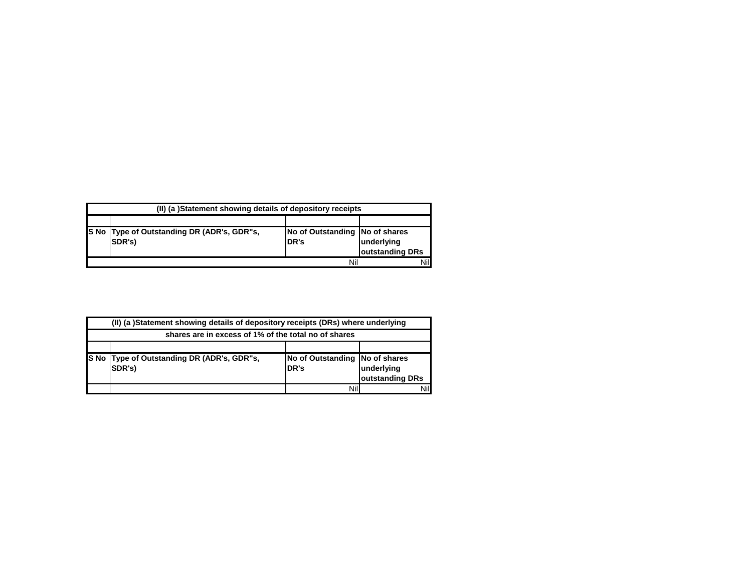| (II) (a )Statement showing details of depository receipts | | | |
|---|---|---|---|
| | | | |
| S No | Type of Outstanding DR (ADR's, GDR"s, SDR's) | No of Outstanding DR's | No of shares underlying outstanding DRs |
| | | Nil | Nil |

| (II) (a )Statement showing details of depository receipts (DRs) where underlying shares are in excess of 1% of the total no of shares | | | |
|---|---|---|---|
| | | | |
| S No | Type of Outstanding DR (ADR's, GDR"s, SDR's) | No of Outstanding DR's | No of shares underlying outstanding DRs |
| | | Nil | Nil |